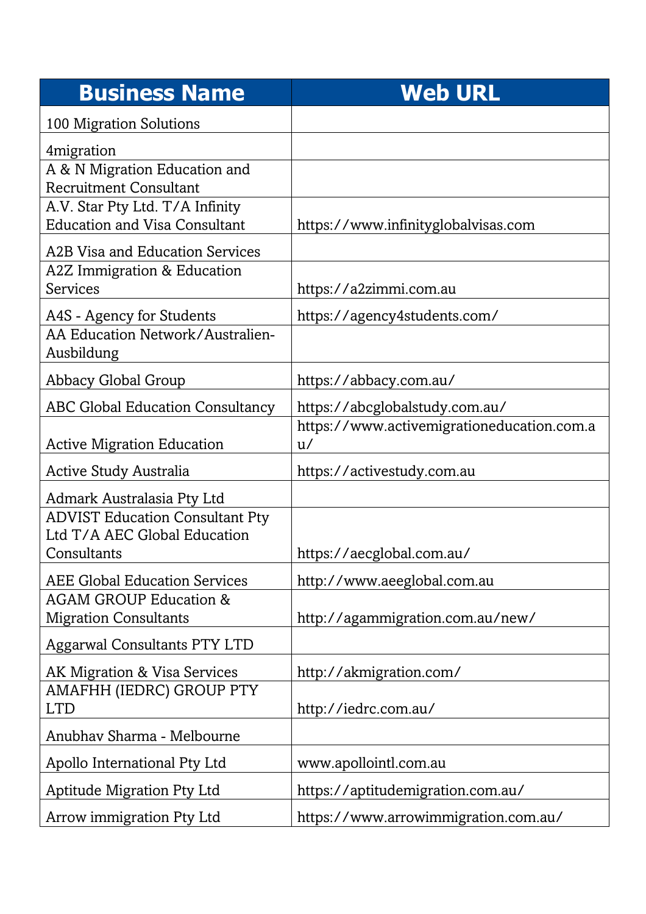| Business Name | Web URL |
| --- | --- |
| 100 Migration Solutions | |
| 4migration | |
| A & N Migration Education and Recruitment Consultant | |
| A.V. Star Pty Ltd. T/A Infinity Education and Visa Consultant | https://www.infinityglobalvisas.com |
| A2B Visa and Education Services | |
| A2Z Immigration & Education Services | https://a2zimmi.com.au |
| A4S - Agency for Students | https://agency4students.com/ |
| AA Education Network/Australien-Ausbildung | |
| Abbacy Global Group | https://abbacy.com.au/ |
| ABC Global Education Consultancy | https://abcglobalstudy.com.au/ |
| Active Migration Education | https://www.activemigrationeducation.com.au/ |
| Active Study Australia | https://activestudy.com.au |
| Admark Australasia Pty Ltd | |
| ADVIST Education Consultant Pty Ltd T/A AEC Global Education Consultants | https://aecglobal.com.au/ |
| AEE Global Education Services | http://www.aeeglobal.com.au |
| AGAM GROUP Education & Migration Consultants | http://agammigration.com.au/new/ |
| Aggarwal Consultants PTY LTD | |
| AK Migration & Visa Services | http://akmigration.com/ |
| AMAFHH (IEDRC) GROUP PTY LTD | http://iedrc.com.au/ |
| Anubhav Sharma - Melbourne | |
| Apollo International Pty Ltd | www.apollointl.com.au |
| Aptitude Migration Pty Ltd | https://aptitudemigration.com.au/ |
| Arrow immigration Pty Ltd | https://www.arrowimmigration.com.au/ |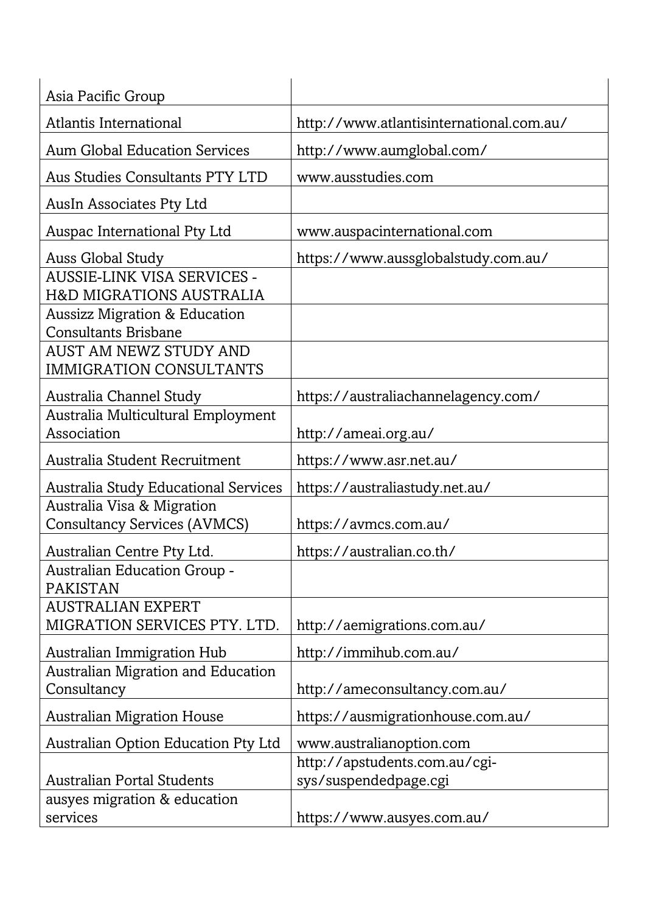| | |
|---|---|
| Asia Pacific Group | |
| Atlantis International | http://www.atlantisinternational.com.au/ |
| Aum Global Education Services | http://www.aumglobal.com/ |
| Aus Studies Consultants PTY LTD | www.ausstudies.com |
| AusIn Associates Pty Ltd | |
| Auspac International Pty Ltd | www.auspacinternational.com |
| Auss Global Study | https://www.aussglobalstudy.com.au/ |
| AUSSIE-LINK VISA SERVICES - H&D MIGRATIONS AUSTRALIA | |
| Aussizz Migration & Education Consultants Brisbane | |
| AUST AM NEWZ STUDY AND IMMIGRATION CONSULTANTS | |
| Australia Channel Study | https://australiachannelagency.com/ |
| Australia Multicultural Employment Association | http://ameai.org.au/ |
| Australia Student Recruitment | https://www.asr.net.au/ |
| Australia Study Educational Services | https://australiastudy.net.au/ |
| Australia Visa & Migration Consultancy Services (AVMCS) | https://avmcs.com.au/ |
| Australian Centre Pty Ltd. | https://australian.co.th/ |
| Australian Education Group - PAKISTAN | |
| AUSTRALIAN EXPERT MIGRATION SERVICES PTY. LTD. | http://aemigrations.com.au/ |
| Australian Immigration Hub | http://immihub.com.au/ |
| Australian Migration and Education Consultancy | http://ameconsultancy.com.au/ |
| Australian Migration House | https://ausmigrationhouse.com.au/ |
| Australian Option Education Pty Ltd | www.australianoption.com |
| Australian Portal Students | http://apstudents.com.au/cgi-sys/suspendedpage.cgi |
| ausyes migration & education services | https://www.ausyes.com.au/ |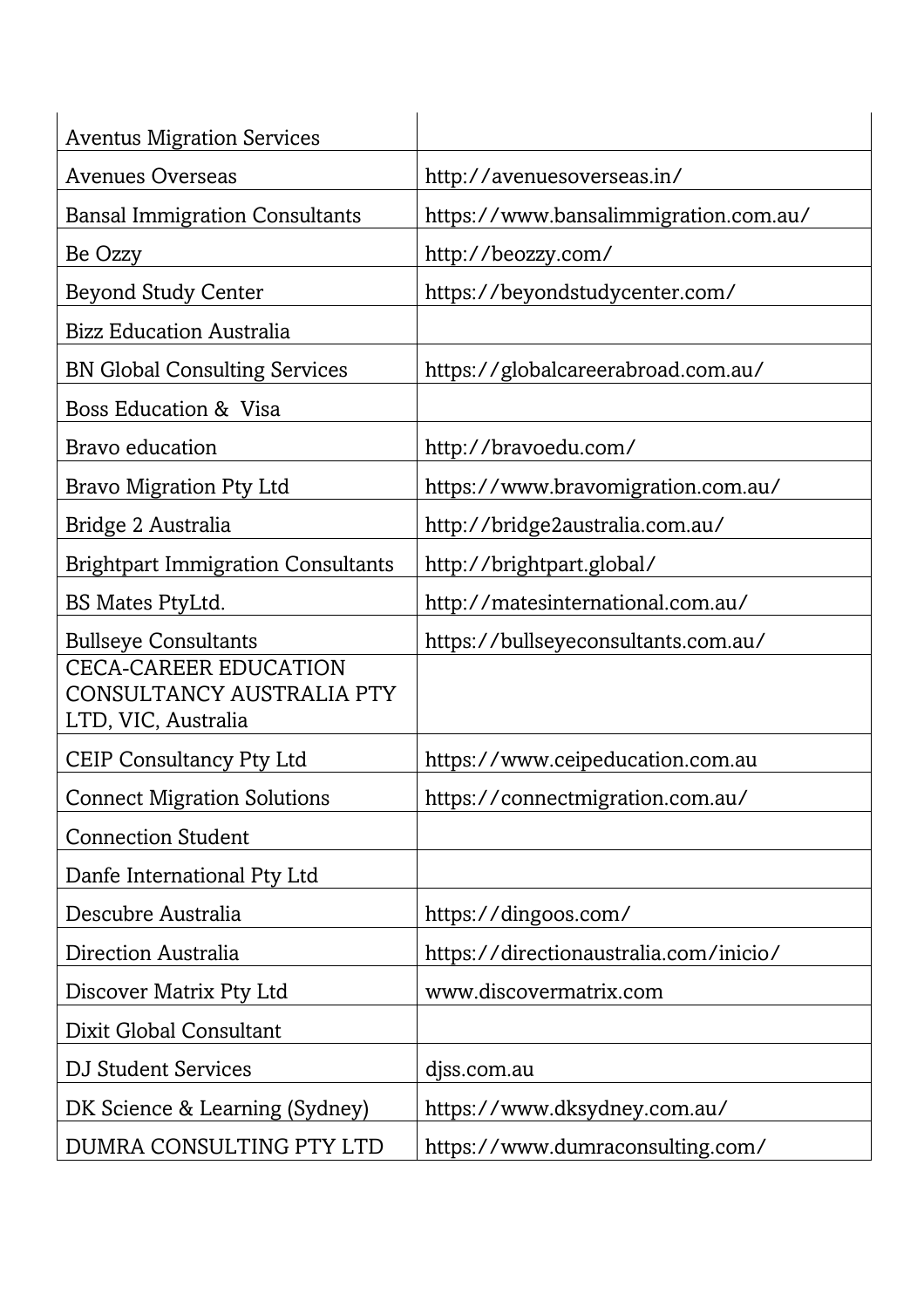| | |
|---|---|
| Aventus Migration Services | |
| Avenues Overseas | http://avenuesoverseas.in/ |
| Bansal Immigration Consultants | https://www.bansalimmigration.com.au/ |
| Be Ozzy | http://beozzy.com/ |
| Beyond Study Center | https://beyondstudycenter.com/ |
| Bizz Education Australia | |
| BN Global Consulting Services | https://globalcareerabroad.com.au/ |
| Boss Education & Visa | |
| Bravo education | http://bravoedu.com/ |
| Bravo Migration Pty Ltd | https://www.bravomigration.com.au/ |
| Bridge 2 Australia | http://bridge2australia.com.au/ |
| Brightpart Immigration Consultants | http://brightpart.global/ |
| BS Mates PtyLtd. | http://matesinternational.com.au/ |
| Bullseye Consultants | https://bullseyeconsultants.com.au/ |
| CECA-CAREER EDUCATION CONSULTANCY AUSTRALIA PTY LTD, VIC, Australia | |
| CEIP Consultancy Pty Ltd | https://www.ceipeducation.com.au |
| Connect Migration Solutions | https://connectmigration.com.au/ |
| Connection Student | |
| Danfe International Pty Ltd | |
| Descubre Australia | https://dingoos.com/ |
| Direction Australia | https://directionaustralia.com/inicio/ |
| Discover Matrix Pty Ltd | www.discovermatrix.com |
| Dixit Global Consultant | |
| DJ Student Services | djss.com.au |
| DK Science & Learning (Sydney) | https://www.dksydney.com.au/ |
| DUMRA CONSULTING PTY LTD | https://www.dumraconsulting.com/ |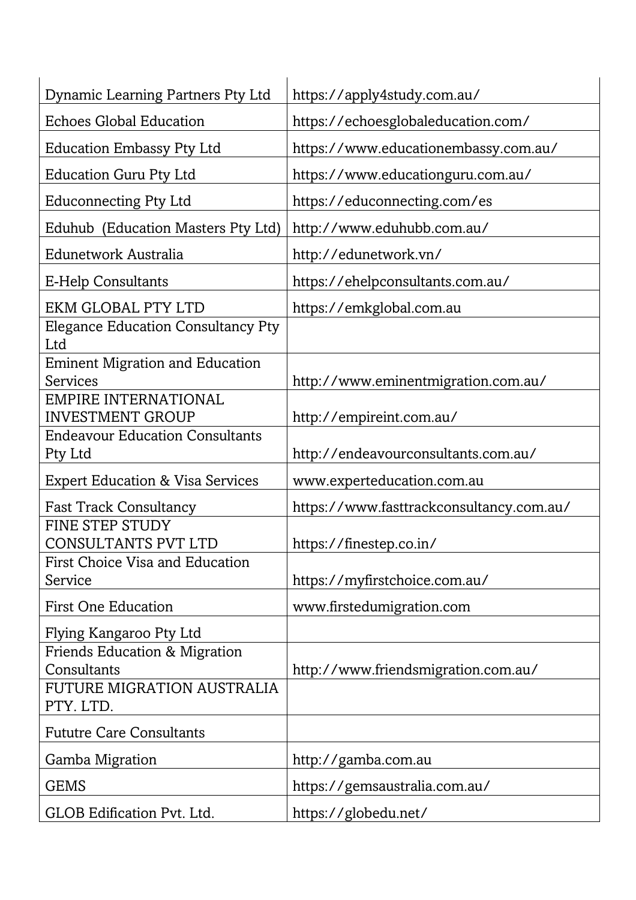| Dynamic Learning Partners Pty Ltd | https://apply4study.com.au/ |
|---|---|
| Echoes Global Education | https://echoesglobaleducation.com/ |
| Education Embassy Pty Ltd | https://www.educationembassy.com.au/ |
| Education Guru Pty Ltd | https://www.educationguru.com.au/ |
| Educonnecting Pty Ltd | https://educonnecting.com/es |
| Eduhub (Education Masters Pty Ltd) | http://www.eduhubb.com.au/ |
| Edunetwork Australia | http://edunetwork.vn/ |
| E-Help Consultants | https://ehelpconsultants.com.au/ |
| EKM GLOBAL PTY LTD | https://emkglobal.com.au |
| Elegance Education Consultancy Pty Ltd | |
| Eminent Migration and Education Services | http://www.eminentmigration.com.au/ |
| EMPIRE INTERNATIONAL INVESTMENT GROUP | http://empireint.com.au/ |
| Endeavour Education Consultants Pty Ltd | http://endeavourconsultants.com.au/ |
| Expert Education & Visa Services | www.experteducation.com.au |
| Fast Track Consultancy | https://www.fasttrackconsultancy.com.au/ |
| FINE STEP STUDY CONSULTANTS PVT LTD | https://finestep.co.in/ |
| First Choice Visa and Education Service | https://myfirstchoice.com.au/ |
| First One Education | www.firstedumigration.com |
| Flying Kangaroo Pty Ltd | |
| Friends Education & Migration Consultants | http://www.friendsmigration.com.au/ |
| FUTURE MIGRATION AUSTRALIA PTY. LTD. | |
| Fututre Care Consultants | |
| Gamba Migration | http://gamba.com.au |
| GEMS | https://gemsaustralia.com.au/ |
| GLOB Edification Pvt. Ltd. | https://globedu.net/ |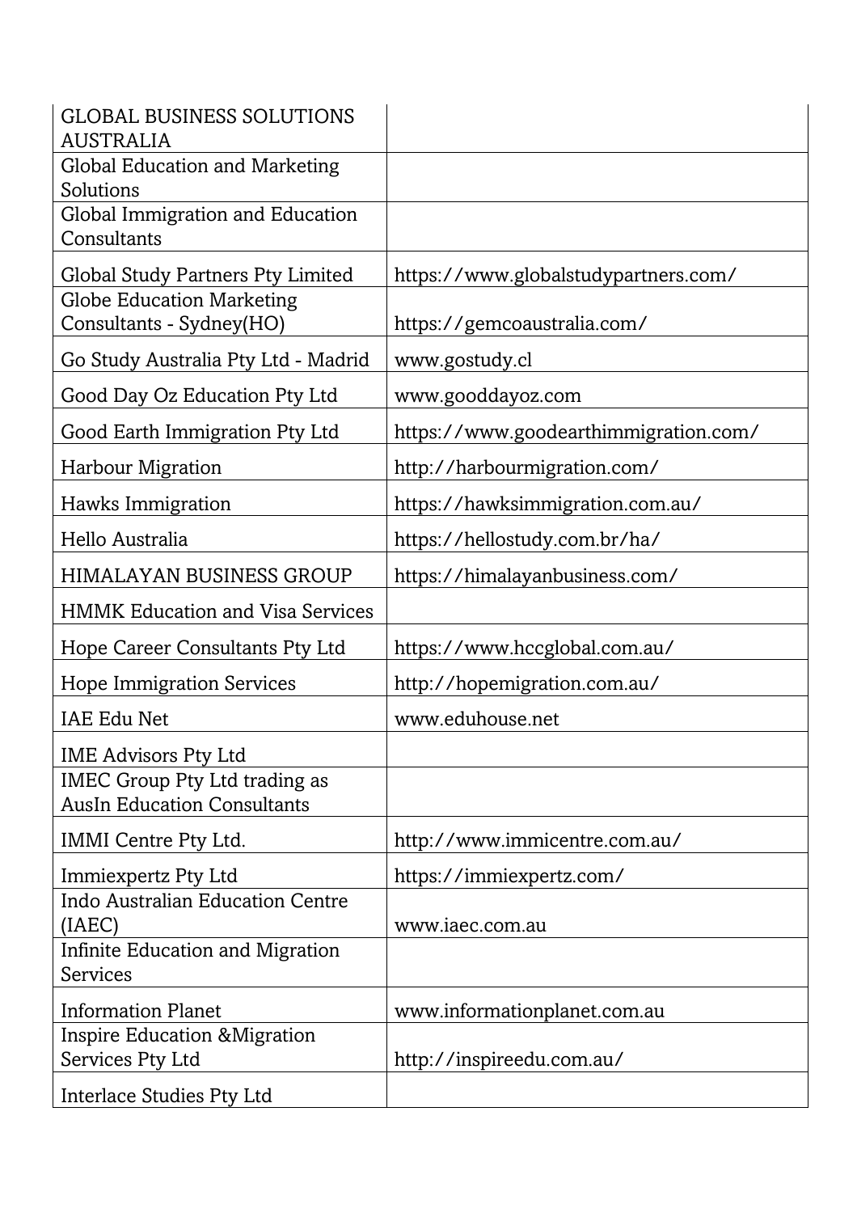| | |
|---|---|
| GLOBAL BUSINESS SOLUTIONS AUSTRALIA | |
| Global Education and Marketing Solutions | |
| Global Immigration and Education Consultants | |
| Global Study Partners Pty Limited | https://www.globalstudypartners.com/ |
| Globe Education Marketing Consultants - Sydney(HO) | https://gemcoaustralia.com/ |
| Go Study Australia Pty Ltd - Madrid | www.gostudy.cl |
| Good Day Oz Education Pty Ltd | www.gooddayoz.com |
| Good Earth Immigration Pty Ltd | https://www.goodearthimmigration.com/ |
| Harbour Migration | http://harbourmigration.com/ |
| Hawks Immigration | https://hawksimmigration.com.au/ |
| Hello Australia | https://hellostudy.com.br/ha/ |
| HIMALAYAN BUSINESS GROUP | https://himalayanbusiness.com/ |
| HMMK Education and Visa Services | |
| Hope Career Consultants Pty Ltd | https://www.hccglobal.com.au/ |
| Hope Immigration Services | http://hopemigration.com.au/ |
| IAE Edu Net | www.eduhouse.net |
| IME Advisors Pty Ltd | |
| IMEC Group Pty Ltd trading as AusIn Education Consultants | |
| IMMI Centre Pty Ltd. | http://www.immicentre.com.au/ |
| Immiexpertz Pty Ltd | https://immiexpertz.com/ |
| Indo Australian Education Centre (IAEC) | www.iaec.com.au |
| Infinite Education and Migration Services | |
| Information Planet | www.informationplanet.com.au |
| Inspire Education &Migration Services Pty Ltd | http://inspireedu.com.au/ |
| Interlace Studies Pty Ltd | |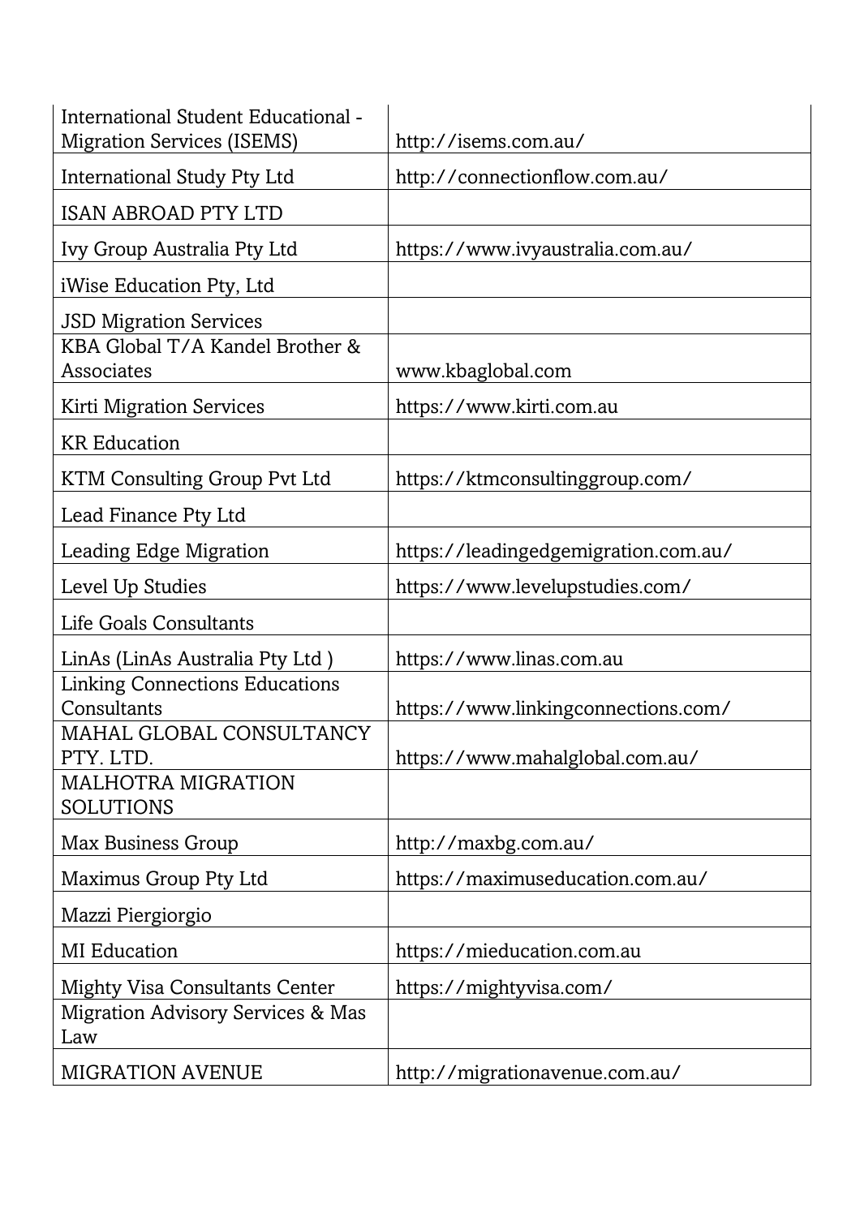| | |
|---|---|
| International Student Educational - Migration Services (ISEMS) | http://isems.com.au/ |
| International Study Pty Ltd | http://connectionflow.com.au/ |
| ISAN ABROAD PTY LTD | |
| Ivy Group Australia Pty Ltd | https://www.ivyaustralia.com.au/ |
| iWise Education Pty, Ltd | |
| JSD Migration Services | |
| KBA Global T/A Kandel Brother & Associates | www.kbaglobal.com |
| Kirti Migration Services | https://www.kirti.com.au |
| KR Education | |
| KTM Consulting Group Pvt Ltd | https://ktmconsultinggroup.com/ |
| Lead Finance Pty Ltd | |
| Leading Edge Migration | https://leadingedgemigration.com.au/ |
| Level Up Studies | https://www.levelupstudies.com/ |
| Life Goals Consultants | |
| LinAs (LinAs Australia Pty Ltd ) | https://www.linas.com.au |
| Linking Connections Educations Consultants | https://www.linkingconnections.com/ |
| MAHAL GLOBAL CONSULTANCY PTY. LTD. | https://www.mahalglobal.com.au/ |
| MALHOTRA MIGRATION SOLUTIONS | |
| Max Business Group | http://maxbg.com.au/ |
| Maximus Group Pty Ltd | https://maximuseducation.com.au/ |
| Mazzi Piergiorgio | |
| MI Education | https://mieducation.com.au |
| Mighty Visa Consultants Center | https://mightyvisa.com/ |
| Migration Advisory Services & Mas Law | |
| MIGRATION AVENUE | http://migrationavenue.com.au/ |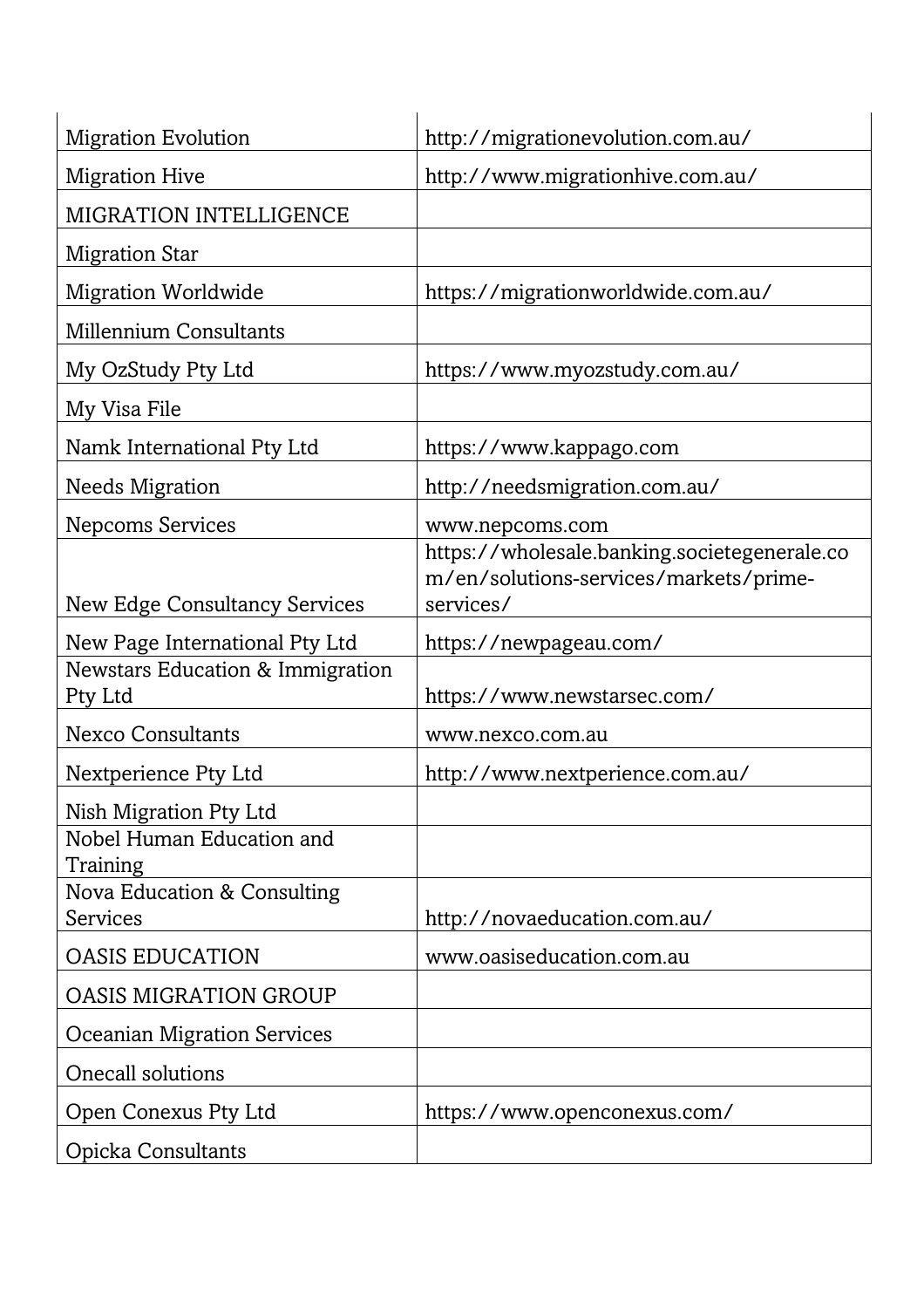| | |
|---|---|
| Migration Evolution | http://migrationevolution.com.au/ |
| Migration Hive | http://www.migrationhive.com.au/ |
| MIGRATION INTELLIGENCE | |
| Migration Star | |
| Migration Worldwide | https://migrationworldwide.com.au/ |
| Millennium Consultants | |
| My OzStudy Pty Ltd | https://www.myozstudy.com.au/ |
| My Visa File | |
| Namk International Pty Ltd | https://www.kappago.com |
| Needs Migration | http://needsmigration.com.au/ |
| Nepcoms Services | www.nepcoms.com |
| New Edge Consultancy Services | https://wholesale.banking.societegenerale.com/en/solutions-services/markets/prime-services/ |
| New Page International Pty Ltd | https://newpageau.com/ |
| Newstars Education & Immigration Pty Ltd | https://www.newstarsec.com/ |
| Nexco Consultants | www.nexco.com.au |
| Nextperience Pty Ltd | http://www.nextperience.com.au/ |
| Nish Migration Pty Ltd | |
| Nobel Human Education and Training | |
| Nova Education & Consulting Services | http://novaeducation.com.au/ |
| OASIS EDUCATION | www.oasiseducation.com.au |
| OASIS MIGRATION GROUP | |
| Oceanian Migration Services | |
| Onecall solutions | |
| Open Conexus Pty Ltd | https://www.openconexus.com/ |
| Opicka Consultants | |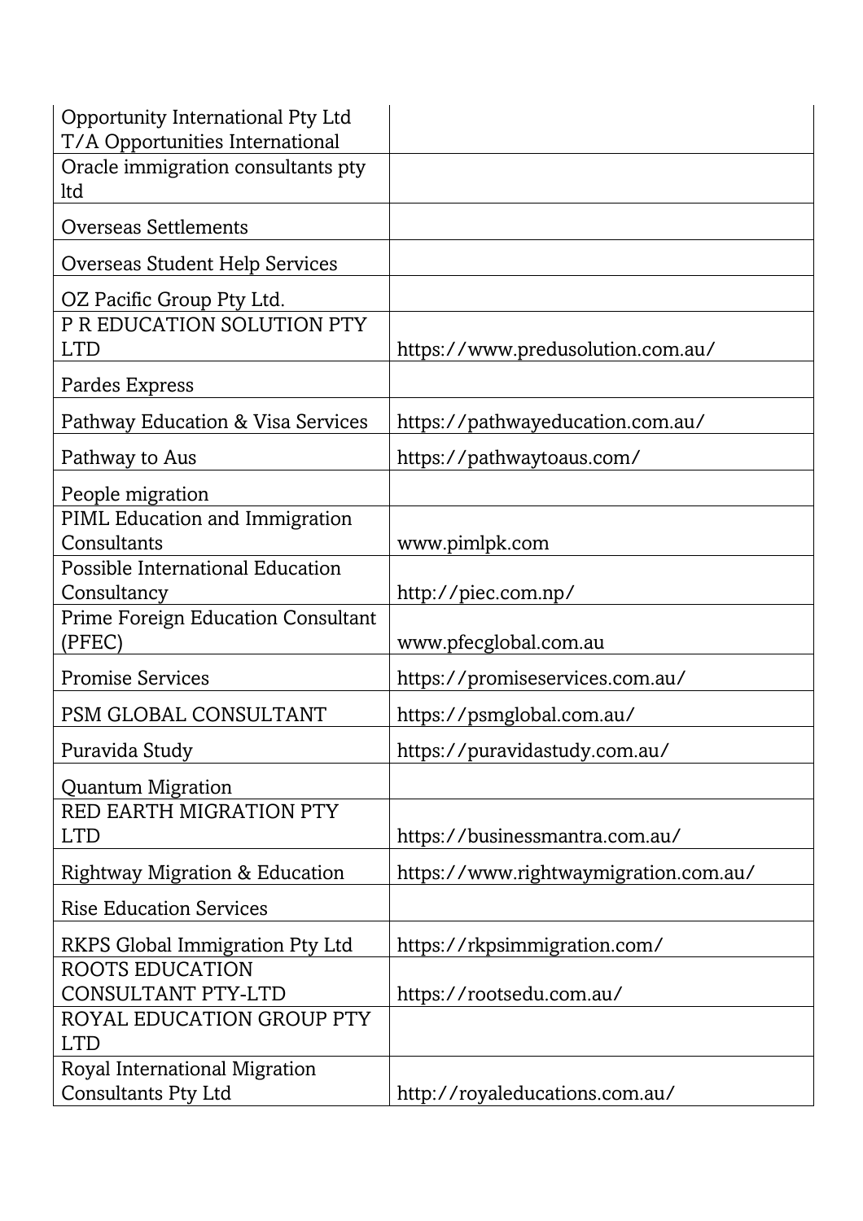| | |
|---|---|
| Opportunity International Pty Ltd T/A Opportunities International | |
| Oracle immigration consultants pty ltd | |
| Overseas Settlements | |
| Overseas Student Help Services | |
| OZ Pacific Group Pty Ltd. | |
| P R EDUCATION SOLUTION PTY LTD | https://www.predusolution.com.au/ |
| Pardes Express | |
| Pathway Education & Visa Services | https://pathwayeducation.com.au/ |
| Pathway to Aus | https://pathwaytoaus.com/ |
| People migration | |
| PIML Education and Immigration Consultants | www.pimlpk.com |
| Possible International Education Consultancy | http://piec.com.np/ |
| Prime Foreign Education Consultant (PFEC) | www.pfecglobal.com.au |
| Promise Services | https://promiseservices.com.au/ |
| PSM GLOBAL CONSULTANT | https://psmglobal.com.au/ |
| Puravida Study | https://puravidastudy.com.au/ |
| Quantum Migration | |
| RED EARTH MIGRATION PTY LTD | https://businessmantra.com.au/ |
| Rightway Migration & Education | https://www.rightwaymigration.com.au/ |
| Rise Education Services | |
| RKPS Global Immigration Pty Ltd | https://rkpsimmigration.com/ |
| ROOTS EDUCATION CONSULTANT PTY-LTD | https://rootsedu.com.au/ |
| ROYAL EDUCATION GROUP PTY LTD | |
| Royal International Migration Consultants Pty Ltd | http://royaleducations.com.au/ |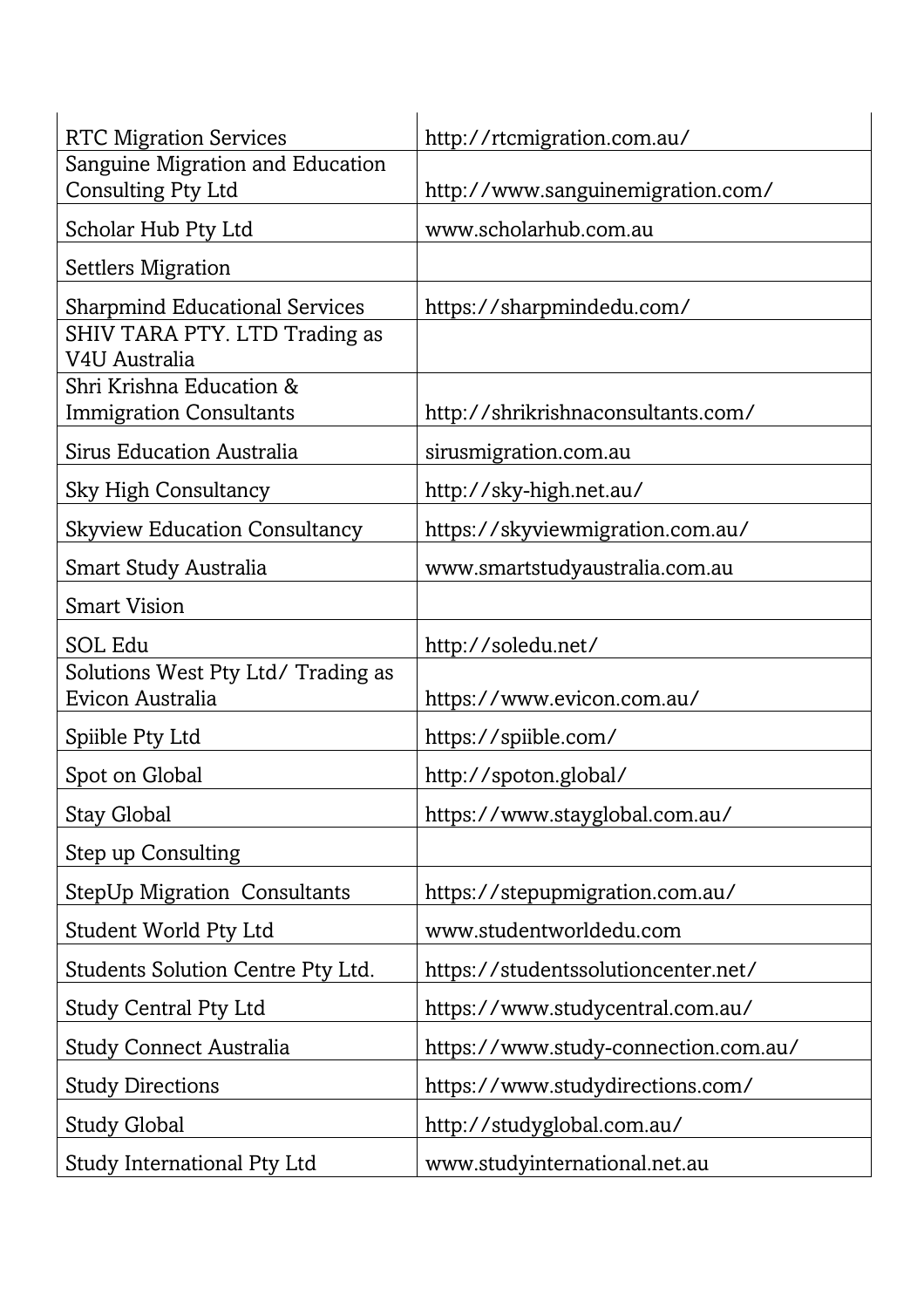| | |
|---|---|
| RTC Migration Services | http://rtcmigration.com.au/ |
| Sanguine Migration and Education Consulting Pty Ltd | http://www.sanguinemigration.com/ |
| Scholar Hub Pty Ltd | www.scholarhub.com.au |
| Settlers Migration | |
| Sharpmind Educational Services | https://sharpmindedu.com/ |
| SHIV TARA PTY. LTD Trading as V4U Australia | |
| Shri Krishna Education & Immigration Consultants | http://shrikrishnaconsultants.com/ |
| Sirus Education Australia | sirusmigration.com.au |
| Sky High Consultancy | http://sky-high.net.au/ |
| Skyview Education Consultancy | https://skyviewmigration.com.au/ |
| Smart Study Australia | www.smartstudyaustralia.com.au |
| Smart Vision | |
| SOL Edu | http://soledu.net/ |
| Solutions West Pty Ltd/ Trading as Evicon Australia | https://www.evicon.com.au/ |
| Spiible Pty Ltd | https://spiible.com/ |
| Spot on Global | http://spoton.global/ |
| Stay Global | https://www.stayglobal.com.au/ |
| Step up Consulting | |
| StepUp Migration Consultants | https://stepupmigration.com.au/ |
| Student World Pty Ltd | www.studentworldedu.com |
| Students Solution Centre Pty Ltd. | https://studentssolutioncenter.net/ |
| Study Central Pty Ltd | https://www.studycentral.com.au/ |
| Study Connect Australia | https://www.study-connection.com.au/ |
| Study Directions | https://www.studydirections.com/ |
| Study Global | http://studyglobal.com.au/ |
| Study International Pty Ltd | www.studyinternational.net.au |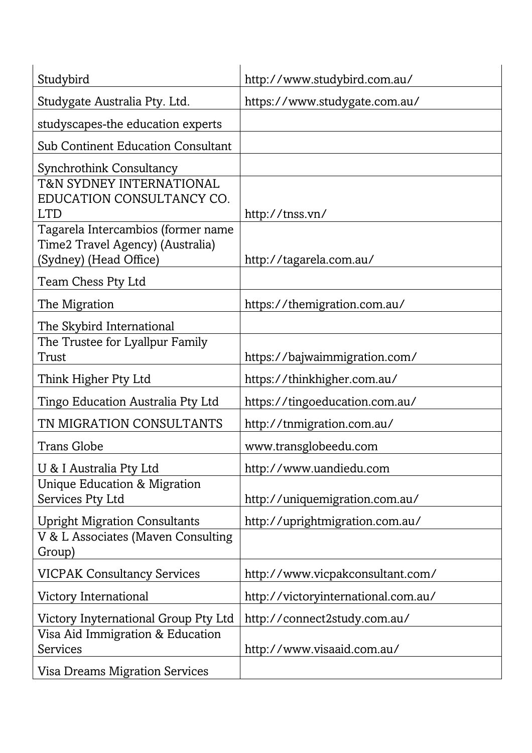| | |
|---|---|
| Studybird | http://www.studybird.com.au/ |
| Studygate Australia Pty. Ltd. | https://www.studygate.com.au/ |
| studyscapes-the education experts | |
| Sub Continent Education Consultant | |
| Synchrothink Consultancy | |
| T&N SYDNEY INTERNATIONAL EDUCATION CONSULTANCY CO. LTD | http://tnss.vn/ |
| Tagarela Intercambios (former name Time2 Travel Agency) (Australia) (Sydney) (Head Office) | http://tagarela.com.au/ |
| Team Chess Pty Ltd | |
| The Migration | https://themigration.com.au/ |
| The Skybird International | |
| The Trustee for Lyallpur Family Trust | https://bajwaimmigration.com/ |
| Think Higher Pty Ltd | https://thinkhigher.com.au/ |
| Tingo Education Australia Pty Ltd | https://tingoeducation.com.au/ |
| TN MIGRATION CONSULTANTS | http://tnmigration.com.au/ |
| Trans Globe | www.transglobeedu.com |
| U & I Australia Pty Ltd | http://www.uandiedu.com |
| Unique Education & Migration Services Pty Ltd | http://uniquemigration.com.au/ |
| Upright Migration Consultants | http://uprightmigration.com.au/ |
| V & L Associates (Maven Consulting Group) | |
| VICPAK Consultancy Services | http://www.vicpakconsultant.com/ |
| Victory International | http://victoryinternational.com.au/ |
| Victory Inyternational Group Pty Ltd | http://connect2study.com.au/ |
| Visa Aid Immigration & Education Services | http://www.visaaid.com.au/ |
| Visa Dreams Migration Services | |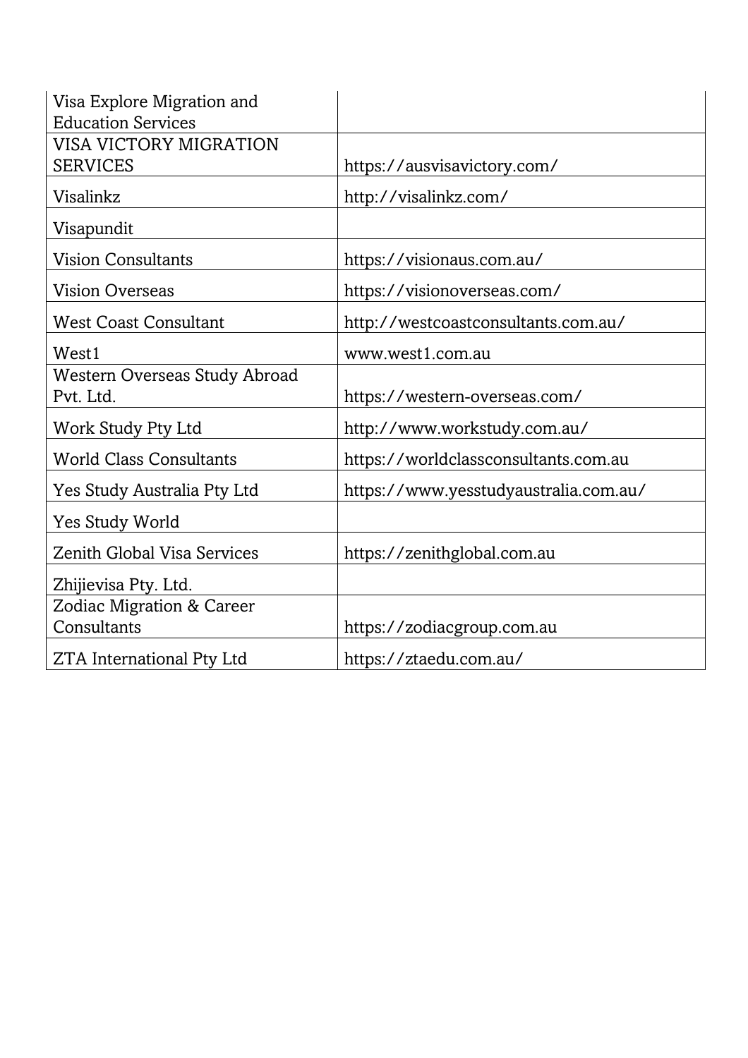| | |
|---|---|
| Visa Explore Migration and Education Services | |
| VISA VICTORY MIGRATION SERVICES | https://ausvisavictory.com/ |
| Visalinkz | http://visalinkz.com/ |
| Visapundit | |
| Vision Consultants | https://visionaus.com.au/ |
| Vision Overseas | https://visionoverseas.com/ |
| West Coast Consultant | http://westcoastconsultants.com.au/ |
| West1 | www.west1.com.au |
| Western Overseas Study Abroad Pvt. Ltd. | https://western-overseas.com/ |
| Work Study Pty Ltd | http://www.workstudy.com.au/ |
| World Class Consultants | https://worldclassconsultants.com.au |
| Yes Study Australia Pty Ltd | https://www.yesstudyaustralia.com.au/ |
| Yes Study World | |
| Zenith Global Visa Services | https://zenithglobal.com.au |
| Zhijievisa Pty. Ltd. | |
| Zodiac Migration & Career Consultants | https://zodiacgroup.com.au |
| ZTA International Pty Ltd | https://ztaedu.com.au/ |